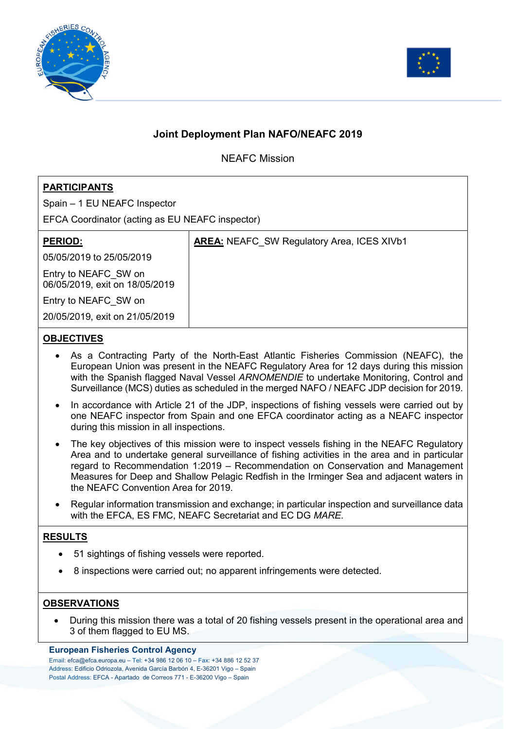# Joint Deployment Plan NAFO/NEAFC 2019

NEAFC Mission

**PARTICIPANTS**

Spain – 1 EU NEAFC Inspector

EFCA Coordinator (acting as EU NEAFC inspector)

| **PERIOD:** | **AREA:** NEAFC_SW Regulatory Area, ICES XIVb1 |
| --- | --- |
| 05/05/2019 to 25/05/2019<br>Entry to NEAFC_SW on 06/05/2019, exit on 18/05/2019<br>Entry to NEAFC_SW on 20/05/2019, exit on 21/05/2019 | |

**OBJECTIVES**

- As a Contracting Party of the North-East Atlantic Fisheries Commission (NEAFC), the European Union was present in the NEAFC Regulatory Area for 12 days during this mission with the Spanish flagged Naval Vessel *ARNOMENDIE* to undertake Monitoring, Control and Surveillance (MCS) duties as scheduled in the merged NAFO / NEAFC JDP decision for 2019.
- In accordance with Article 21 of the JDP, inspections of fishing vessels were carried out by one NEAFC inspector from Spain and one EFCA coordinator acting as a NEAFC inspector during this mission in all inspections.
- The key objectives of this mission were to inspect vessels fishing in the NEAFC Regulatory Area and to undertake general surveillance of fishing activities in the area and in particular regard to Recommendation 1:2019 – Recommendation on Conservation and Management Measures for Deep and Shallow Pelagic Redfish in the Irminger Sea and adjacent waters in the NEAFC Convention Area for 2019.
- Regular information transmission and exchange; in particular inspection and surveillance data with the EFCA, ES FMC, NEAFC Secretariat and EC DG *MARE.*

**RESULTS**

- 51 sightings of fishing vessels were reported.
- 8 inspections were carried out; no apparent infringements were detected.

**OBSERVATIONS**

- During this mission there was a total of 20 fishing vessels present in the operational area and 3 of them flagged to EU MS.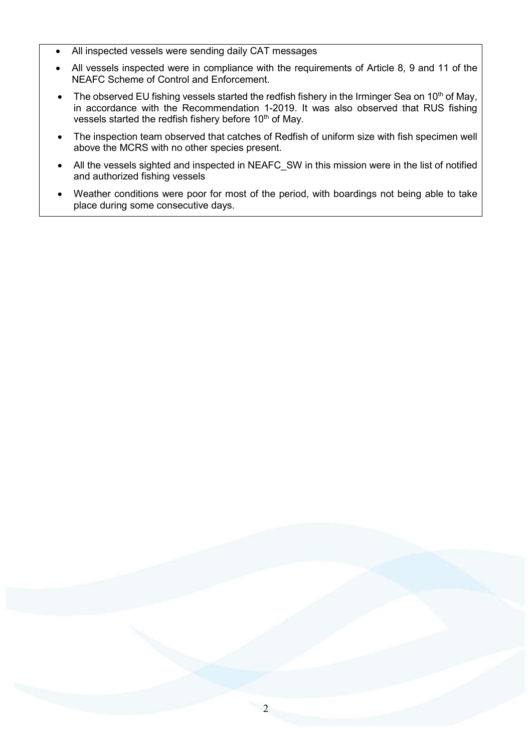- All inspected vessels were sending daily CAT messages
- All vessels inspected were in compliance with the requirements of Article 8, 9 and 11 of the NEAFC Scheme of Control and Enforcement.
- The observed EU fishing vessels started the redfish fishery in the Irminger Sea on 10th of May, in accordance with the Recommendation 1-2019. It was also observed that RUS fishing vessels started the redfish fishery before 10th of May.
- The inspection team observed that catches of Redfish of uniform size with fish specimen well above the MCRS with no other species present.
- All the vessels sighted and inspected in NEAFC_SW in this mission were in the list of notified and authorized fishing vessels
- Weather conditions were poor for most of the period, with boardings not being able to take place during some consecutive days.